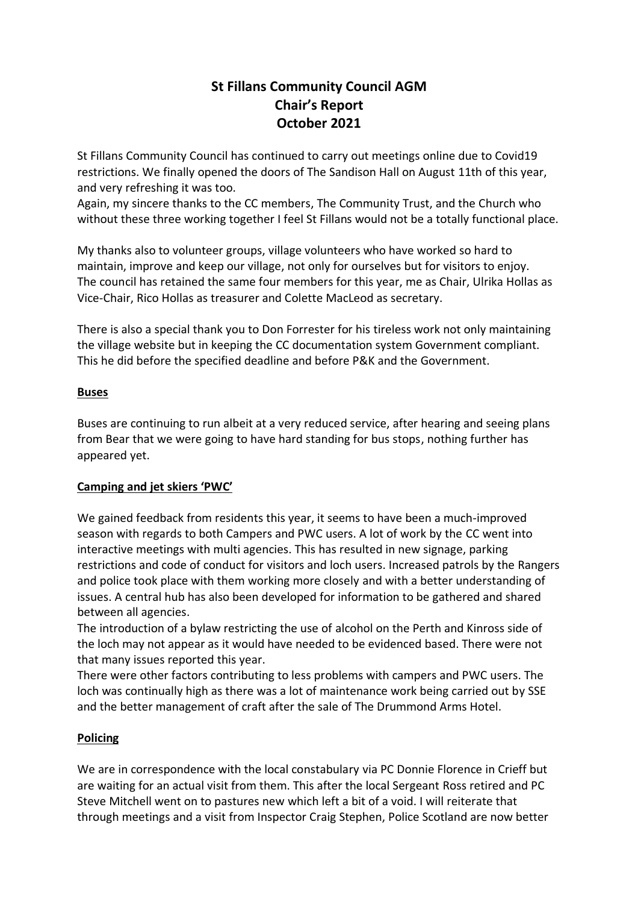# St Fillans Community Council AGM
## Chair's Report
## October 2021

St Fillans Community Council has continued to carry out meetings online due to Covid19 restrictions. We finally opened the doors of The Sandison Hall on August 11th of this year, and very refreshing it was too.
Again, my sincere thanks to the CC members, The Community Trust, and the Church who without these three working together I feel St Fillans would not be a totally functional place.

My thanks also to volunteer groups, village volunteers who have worked so hard to maintain, improve and keep our village, not only for ourselves but for visitors to enjoy.
The council has retained the same four members for this year, me as Chair, Ulrika Hollas as Vice-Chair, Rico Hollas as treasurer and Colette MacLeod as secretary.

There is also a special thank you to Don Forrester for his tireless work not only maintaining the village website but in keeping the CC documentation system Government compliant. This he did before the specified deadline and before P&K and the Government.

**Buses**

Buses are continuing to run albeit at a very reduced service, after hearing and seeing plans from Bear that we were going to have hard standing for bus stops, nothing further has appeared yet.

**Camping and jet skiers 'PWC'**

We gained feedback from residents this year, it seems to have been a much-improved season with regards to both Campers and PWC users. A lot of work by the CC went into interactive meetings with multi agencies. This has resulted in new signage, parking restrictions and code of conduct for visitors and loch users. Increased patrols by the Rangers and police took place with them working more closely and with a better understanding of issues. A central hub has also been developed for information to be gathered and shared between all agencies.
The introduction of a bylaw restricting the use of alcohol on the Perth and Kinross side of the loch may not appear as it would have needed to be evidenced based. There were not that many issues reported this year.
There were other factors contributing to less problems with campers and PWC users. The loch was continually high as there was a lot of maintenance work being carried out by SSE and the better management of craft after the sale of The Drummond Arms Hotel.

**Policing**

We are in correspondence with the local constabulary via PC Donnie Florence in Crieff but are waiting for an actual visit from them. This after the local Sergeant Ross retired and PC Steve Mitchell went on to pastures new which left a bit of a void. I will reiterate that through meetings and a visit from Inspector Craig Stephen, Police Scotland are now better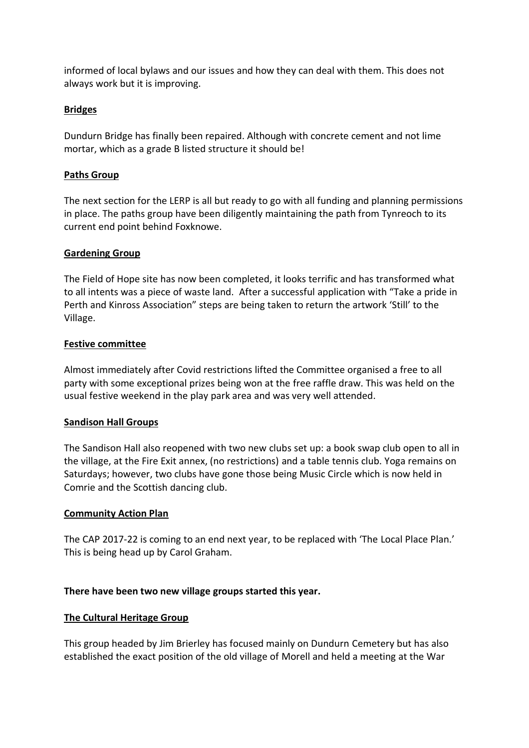informed of local bylaws and our issues and how they can deal with them. This does not always work but it is improving.

**Bridges**

Dundurn Bridge has finally been repaired. Although with concrete cement and not lime mortar, which as a grade B listed structure it should be!

**Paths Group**

The next section for the LERP is all but ready to go with all funding and planning permissions in place. The paths group have been diligently maintaining the path from Tynreoch to its current end point behind Foxknowe.

**Gardening Group**

The Field of Hope site has now been completed, it looks terrific and has transformed what to all intents was a piece of waste land. After a successful application with "Take a pride in Perth and Kinross Association" steps are being taken to return the artwork 'Still' to the Village.

**Festive committee**

Almost immediately after Covid restrictions lifted the Committee organised a free to all party with some exceptional prizes being won at the free raffle draw. This was held on the usual festive weekend in the play park area and was very well attended.

**Sandison Hall Groups**

The Sandison Hall also reopened with two new clubs set up: a book swap club open to all in the village, at the Fire Exit annex, (no restrictions) and a table tennis club. Yoga remains on Saturdays; however, two clubs have gone those being Music Circle which is now held in Comrie and the Scottish dancing club.

**Community Action Plan**

The CAP 2017-22 is coming to an end next year, to be replaced with 'The Local Place Plan.' This is being head up by Carol Graham.

**There have been two new village groups started this year.**

**The Cultural Heritage Group**

This group headed by Jim Brierley has focused mainly on Dundurn Cemetery but has also established the exact position of the old village of Morell and held a meeting at the War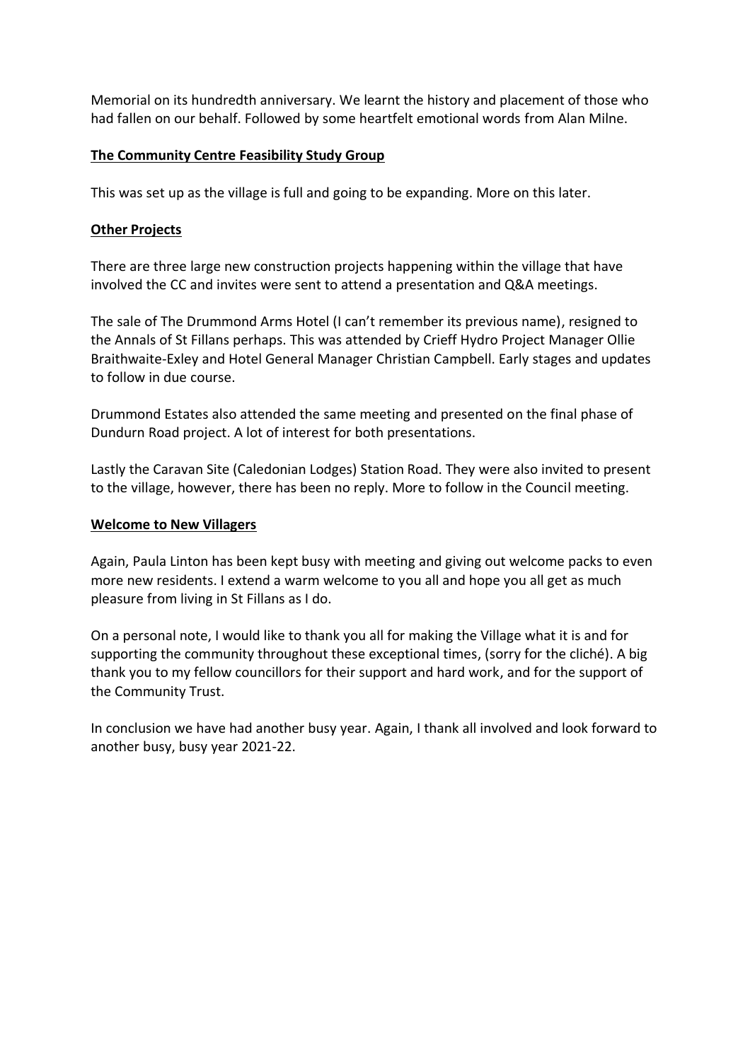Memorial on its hundredth anniversary. We learnt the history and placement of those who had fallen on our behalf. Followed by some heartfelt emotional words from Alan Milne.

**The Community Centre Feasibility Study Group**

This was set up as the village is full and going to be expanding. More on this later.

**Other Projects**

There are three large new construction projects happening within the village that have involved the CC and invites were sent to attend a presentation and Q&A meetings.

The sale of The Drummond Arms Hotel (I can't remember its previous name), resigned to the Annals of St Fillans perhaps. This was attended by Crieff Hydro Project Manager Ollie Braithwaite-Exley and Hotel General Manager Christian Campbell. Early stages and updates to follow in due course.

Drummond Estates also attended the same meeting and presented on the final phase of Dundurn Road project. A lot of interest for both presentations.

Lastly the Caravan Site (Caledonian Lodges) Station Road. They were also invited to present to the village, however, there has been no reply. More to follow in the Council meeting.

**Welcome to New Villagers**

Again, Paula Linton has been kept busy with meeting and giving out welcome packs to even more new residents. I extend a warm welcome to you all and hope you all get as much pleasure from living in St Fillans as I do.

On a personal note, I would like to thank you all for making the Village what it is and for supporting the community throughout these exceptional times, (sorry for the cliché). A big thank you to my fellow councillors for their support and hard work, and for the support of the Community Trust.

In conclusion we have had another busy year. Again, I thank all involved and look forward to another busy, busy year 2021-22.